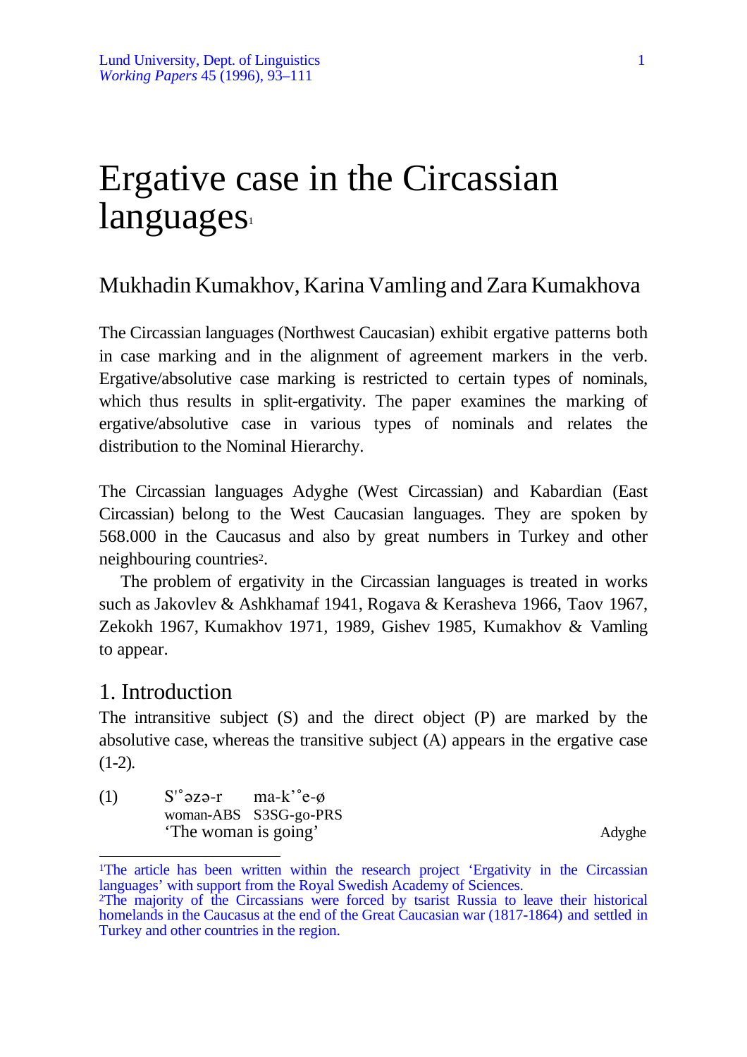Lund University, Dept. of Linguistics
*Working Papers* 45 (1996), 93–111

# Ergative case in the Circassian languages[1]

## Mukhadin Kumakhov, Karina Vamling and Zara Kumakhova

The Circassian languages (Northwest Caucasian) exhibit ergative patterns both in case marking and in the alignment of agreement markers in the verb. Ergative/absolutive case marking is restricted to certain types of nominals, which thus results in split-ergativity. The paper examines the marking of ergative/absolutive case in various types of nominals and relates the distribution to the Nominal Hierarchy.

The Circassian languages Adyghe (West Circassian) and Kabardian (East Circassian) belong to the West Caucasian languages. They are spoken by 568.000 in the Caucasus and also by great numbers in Turkey and other neighbouring countries[2].

The problem of ergativity in the Circassian languages is treated in works such as Jakovlev & Ashkhamaf 1941, Rogava & Kerasheva 1966, Taov 1967, Zekokh 1967, Kumakhov 1971, 1989, Gishev 1985, Kumakhov & Vamling to appear.

## 1. Introduction

The intransitive subject (S) and the direct object (P) are marked by the absolutive case, whereas the transitive subject (A) appears in the ergative case (1-2).

(1) S'°əzə-r ma-k'°e-ø
woman-ABS S3SG-go-PRS
'The woman is going' — Adyghe

---

[1]The article has been written within the research project 'Ergativity in the Circassian languages' with support from the Royal Swedish Academy of Sciences.

[2]The majority of the Circassians were forced by tsarist Russia to leave their historical homelands in the Caucasus at the end of the Great Caucasian war (1817-1864) and settled in Turkey and other countries in the region.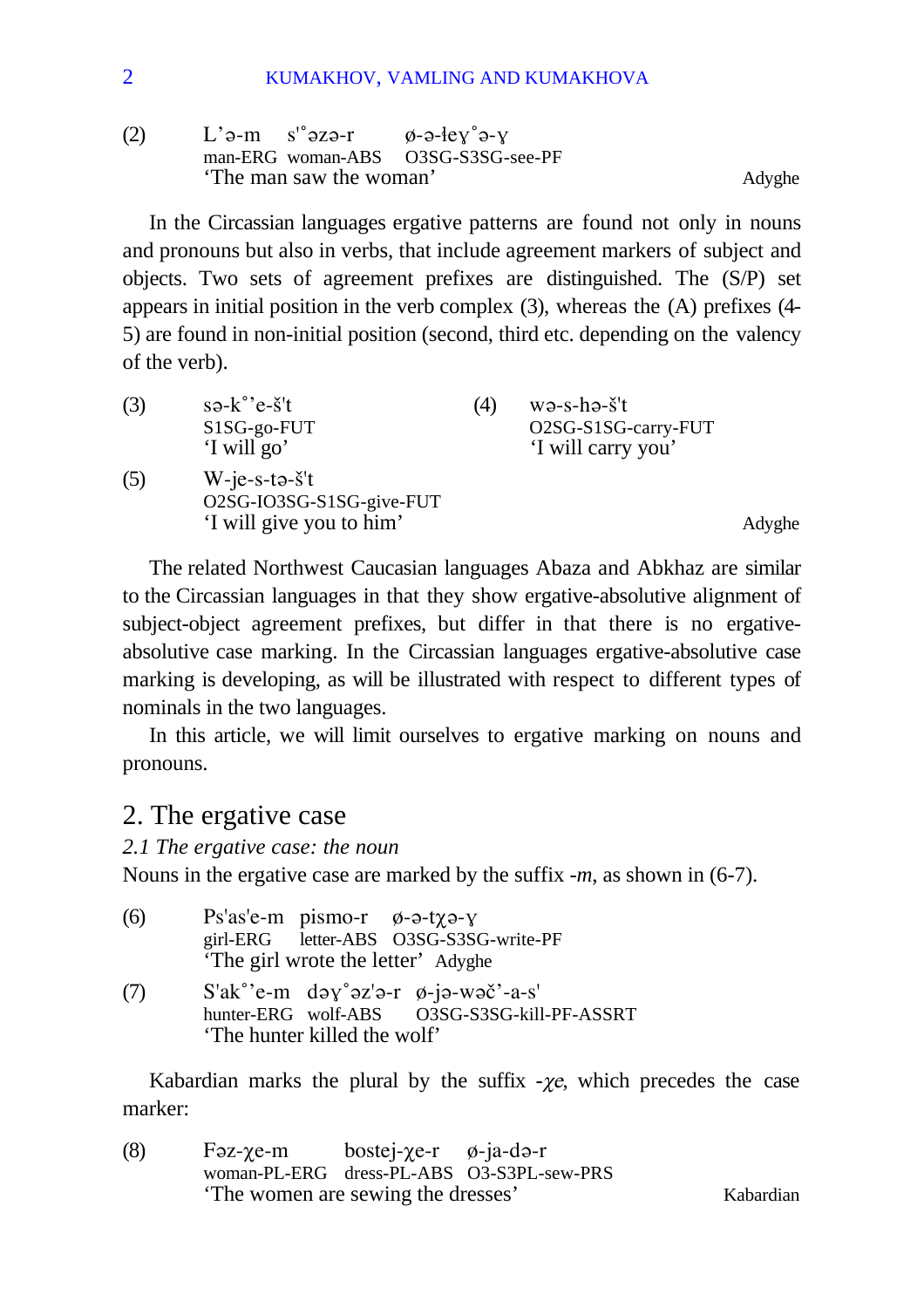(2) L'ə-m s'°əzə-r ø-ə-łeɣ°ə-ɣ
man-ERG woman-ABS O3SG-S3SG-see-PF
'The man saw the woman' Adyghe

In the Circassian languages ergative patterns are found not only in nouns and pronouns but also in verbs, that include agreement markers of subject and objects. Two sets of agreement prefixes are distinguished. The (S/P) set appears in initial position in the verb complex (3), whereas the (A) prefixes (4-5) are found in non-initial position (second, third etc. depending on the valency of the verb).

(3) sə-k°'e-š't
S1SG-go-FUT
'I will go'

(4) wə-s-hə-š't
O2SG-S1SG-carry-FUT
'I will carry you'

(5) W-je-s-tə-š't
O2SG-IO3SG-S1SG-give-FUT
'I will give you to him' Adyghe

The related Northwest Caucasian languages Abaza and Abkhaz are similar to the Circassian languages in that they show ergative-absolutive alignment of subject-object agreement prefixes, but differ in that there is no ergative-absolutive case marking. In the Circassian languages ergative-absolutive case marking is developing, as will be illustrated with respect to different types of nominals in the two languages.

In this article, we will limit ourselves to ergative marking on nouns and pronouns.

## 2. The ergative case

### *2.1 The ergative case: the noun*

Nouns in the ergative case are marked by the suffix *-m*, as shown in (6-7).

(6) Ps'as'e-m pismo-r ø-ə-tχə-ɣ
girl-ERG letter-ABS O3SG-S3SG-write-PF
'The girl wrote the letter' Adyghe

(7) S'ak°'e-m dəɣ°əz'ə-r ø-jə-wəč'-a-s'
hunter-ERG wolf-ABS O3SG-S3SG-kill-PF-ASSRT
'The hunter killed the wolf'

Kabardian marks the plural by the suffix *-χe*, which precedes the case marker:

(8) Fəz-χe-m bostej-χe-r ø-ja-də-r
woman-PL-ERG dress-PL-ABS O3-S3PL-sew-PRS
'The women are sewing the dresses' Kabardian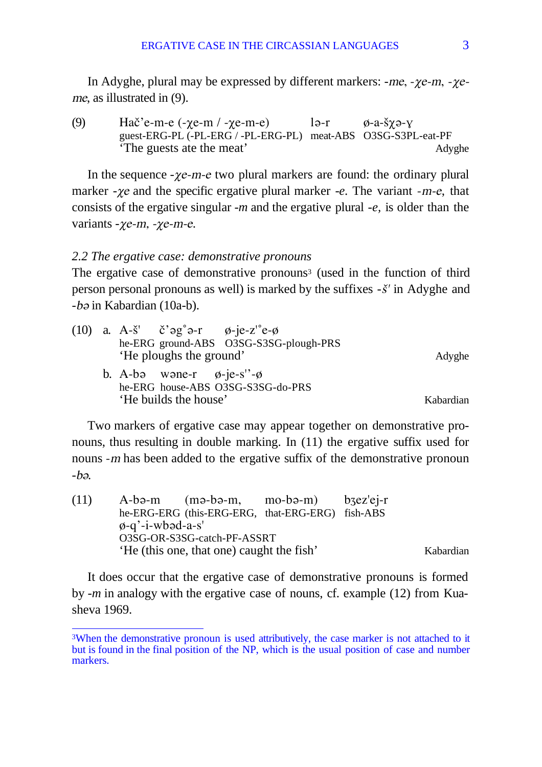In Adyghe, plural may be expressed by different markers: *-me*, *-χe-m*, *-χe-me*, as illustrated in (9).

(9) Hač'e-m-e (-χe-m / -χe-m-e) lə-r ø-a-šχə-ɣ
guest-ERG-PL (-PL-ERG / -PL-ERG-PL) meat-ABS O3SG-S3PL-eat-PF
'The guests ate the meat' Adyghe

In the sequence *-χe-m-e* two plural markers are found: the ordinary plural marker *-χe* and the specific ergative plural marker *-e*. The variant *-m-e*, that consists of the ergative singular *-m* and the ergative plural *-e*, is older than the variants *-χe-m*, *-χe-m-e*.

*2.2 The ergative case: demonstrative pronouns*

The ergative case of demonstrative pronouns[3] (used in the function of third person personal pronouns as well) is marked by the suffixes *-š'* in Adyghe and *-bə* in Kabardian (10a-b).

(10) a. A-š' č'əg°ə-r ø-je-z'°e-ø
he-ERG ground-ABS O3SG-S3SG-plough-PRS
'He ploughs the ground' Adyghe

b. A-bə wəne-r ø-je-s''-ø
he-ERG house-ABS O3SG-S3SG-do-PRS
'He builds the house' Kabardian

Two markers of ergative case may appear together on demonstrative pronouns, thus resulting in double marking. In (11) the ergative suffix used for nouns *-m* has been added to the ergative suffix of the demonstrative pronoun *-bə*.

(11) A-bə-m (mə-bə-m, mo-bə-m) bʒez'ej-r
he-ERG-ERG (this-ERG-ERG, that-ERG-ERG) fish-ABS
ø-q'-i-wbəd-a-s'
O3SG-OR-S3SG-catch-PF-ASSRT
'He (this one, that one) caught the fish' Kabardian

It does occur that the ergative case of demonstrative pronouns is formed by *-m* in analogy with the ergative case of nouns, cf. example (12) from Kuasheva 1969.

[3] When the demonstrative pronoun is used attributively, the case marker is not attached to it but is found in the final position of the NP, which is the usual position of case and number markers.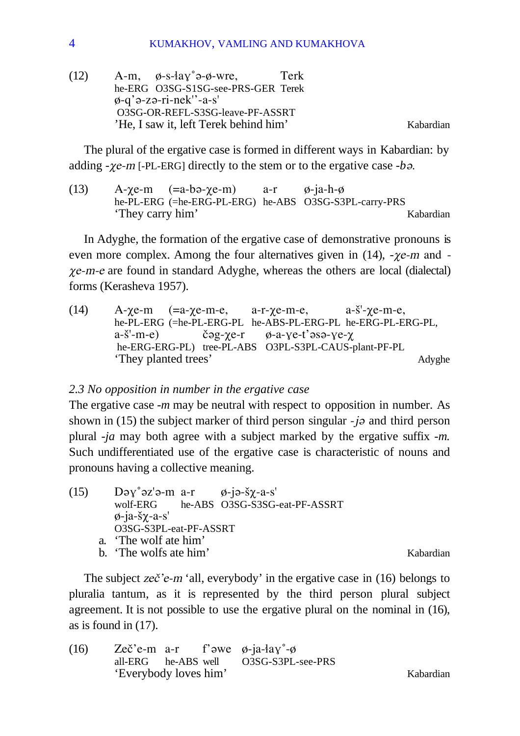(12) A-m, ø-s-ła�second°ə-ø-wre, Terk
he-ERG O3SG-S1SG-see-PRS-GER Terek
ø-q'ə-zə-ri-nek''-a-s'
O3SG-OR-REFL-S3SG-leave-PF-ASSRT
'He, I saw it, left Terek behind him' Kabardian

The plural of the ergative case is formed in different ways in Kabardian: by adding *-χe-m* [-PL-ERG] directly to the stem or to the ergative case *-bə.*

(13) A-χe-m (=a-bə-χe-m) a-r ø-ja-h-ø
he-PL-ERG (=he-ERG-PL-ERG) he-ABS O3SG-S3PL-carry-PRS
'They carry him' Kabardian

In Adyghe, the formation of the ergative case of demonstrative pronouns is even more complex. Among the four alternatives given in (14), *-χe-m* and *-χe-m-e* are found in standard Adyghe, whereas the others are local (dialectal) forms (Kerasheva 1957).

(14) A-χe-m (=a-χe-m-e, a-r-χe-m-e, a-š'-χe-m-e,
he-PL-ERG (=he-PL-ERG-PL he-ABS-PL-ERG-PL he-ERG-PL-ERG-PL,
a-š'-m-e) čəg-χe-r ø-a-ɣe-t'əsə-ɣe-χ
he-ERG-ERG-PL) tree-PL-ABS O3PL-S3PL-CAUS-plant-PF-PL
'They planted trees' Adyghe

*2.3 No opposition in number in the ergative case*

The ergative case *-m* may be neutral with respect to opposition in number. As shown in (15) the subject marker of third person singular *-jə* and third person plural *-ja* may both agree with a subject marked by the ergative suffix *-m.* Such undifferentiated use of the ergative case is characteristic of nouns and pronouns having a collective meaning.

(15) Dəɣ°əz'ə-m a-r ø-jə-šχ-a-s'
wolf-ERG he-ABS O3SG-S3SG-eat-PF-ASSRT
ø-ja-šχ-a-s'
O3SG-S3PL-eat-PF-ASSRT
a. 'The wolf ate him'
b. 'The wolfs ate him' Kabardian

The subject *zeč'e-m* 'all, everybody' in the ergative case in (16) belongs to pluralia tantum, as it is represented by the third person plural subject agreement. It is not possible to use the ergative plural on the nominal in (16), as is found in (17).

(16) Zeč'e-m a-r f'əwe ø-ja-łaɣ°-ø
all-ERG he-ABS well O3SG-S3PL-see-PRS
'Everybody loves him' Kabardian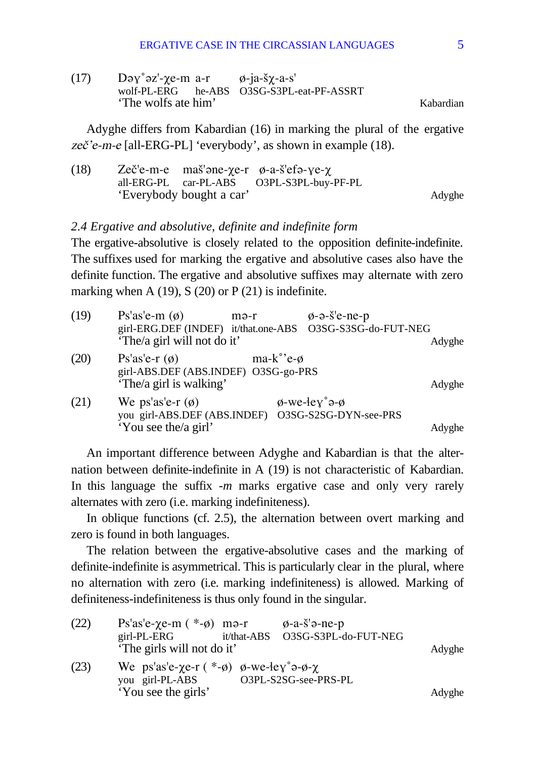(17) Dəɣ˚əz'-χe-m a-r ø-ja-šχ-a-s'
wolf-PL-ERG he-ABS O3SG-S3PL-eat-PF-ASSRT
'The wolfs ate him' Kabardian

Adyghe differs from Kabardian (16) in marking the plural of the ergative *zeč'e-m-e* [all-ERG-PL] 'everybody', as shown in example (18).

(18) Zeč'e-m-e maš'əne-χe-r ø-a-š'efə-ɣe-χ
all-ERG-PL car-PL-ABS O3PL-S3PL-buy-PF-PL
'Everybody bought a car' Adyghe

*2.4 Ergative and absolutive, definite and indefinite form*

The ergative-absolutive is closely related to the opposition definite-indefinite. The suffixes used for marking the ergative and absolutive cases also have the definite function. The ergative and absolutive suffixes may alternate with zero marking when A (19), S (20) or P (21) is indefinite.

(19) Ps'as'e-m (ø) mə-r ø-ə-š'e-ne-p
girl-ERG.DEF (INDEF) it/that.one-ABS O3SG-S3SG-do-FUT-NEG
'The/a girl will not do it' Adyghe

(20) Ps'as'e-r (ø) ma-k˚'e-ø
girl-ABS.DEF (ABS.INDEF) O3SG-go-PRS
'The/a girl is walking' Adyghe

(21) We ps'as'e-r (ø) ø-we-łeɣ˚ə-ø
you girl-ABS.DEF (ABS.INDEF) O3SG-S2SG-DYN-see-PRS
'You see the/a girl' Adyghe

An important difference between Adyghe and Kabardian is that the alternation between definite-indefinite in A (19) is not characteristic of Kabardian. In this language the suffix *-m* marks ergative case and only very rarely alternates with zero (i.e. marking indefiniteness).

In oblique functions (cf. 2.5), the alternation between overt marking and zero is found in both languages.

The relation between the ergative-absolutive cases and the marking of definite-indefinite is asymmetrical. This is particularly clear in the plural, where no alternation with zero (i.e. marking indefiniteness) is allowed. Marking of definiteness-indefiniteness is thus only found in the singular.

(22) Ps'as'e-χe-m ( *-ø) mə-r ø-a-š'ə-ne-p
girl-PL-ERG it/that-ABS O3SG-S3PL-do-FUT-NEG
'The girls will not do it' Adyghe

(23) We ps'as'e-χe-r ( *-ø) ø-we-łeɣ˚ə-ø-χ
you girl-PL-ABS O3PL-S2SG-see-PRS-PL
'You see the girls' Adyghe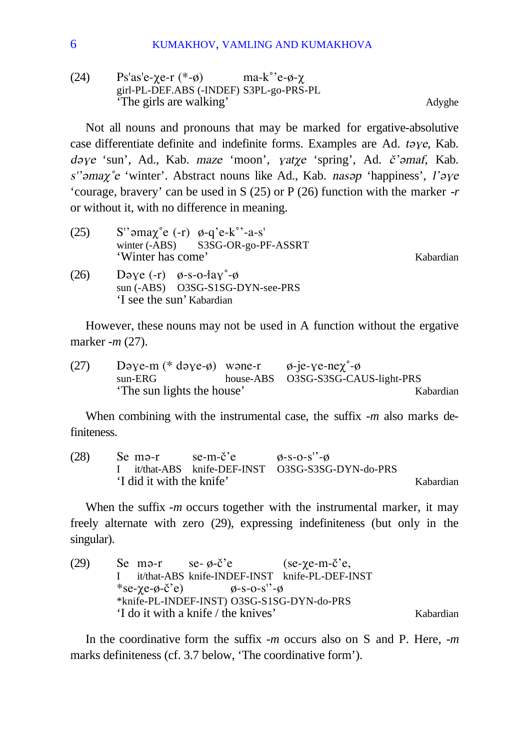(24) Ps'as'e-χe-r (*-ø) ma-k˚'e-ø-χ
girl-PL-DEF.ABS (-INDEF) S3PL-go-PRS-PL
'The girls are walking' Adyghe

Not all nouns and pronouns that may be marked for ergative-absolutive case differentiate definite and indefinite forms. Examples are Ad. *təɣe*, Kab. *dəɣe* 'sun', Ad., Kab. *maze* 'moon', *ɣatχe* 'spring', Ad. *č'əmaf*, Kab. *s''əmaχ˚e* 'winter'. Abstract nouns like Ad., Kab. *nasəp* 'happiness', *l'əɣe* 'courage, bravery' can be used in S (25) or P (26) function with the marker *-r* or without it, with no difference in meaning.

(25) S''əmaχ˚e (-r) ø-q'e-k˚'-a-s'
winter (-ABS) S3SG-OR-go-PF-ASSRT
'Winter has come' Kabardian

(26) Dəɣe (-r) ø-s-o-łaɣ˚-ø
sun (-ABS) O3SG-S1SG-DYN-see-PRS
'I see the sun' Kabardian

However, these nouns may not be used in A function without the ergative marker *-m* (27).

(27) Dəɣe-m (* dəɣe-ø) wəne-r ø-je-ɣe-neχ˚-ø
sun-ERG house-ABS O3SG-S3SG-CAUS-light-PRS
'The sun lights the house' Kabardian

When combining with the instrumental case, the suffix *-m* also marks definiteness.

(28) Se mə-r se-m-č'e ø-s-o-s''-ø
I it/that-ABS knife-DEF-INST O3SG-S3SG-DYN-do-PRS
'I did it with the knife' Kabardian

When the suffix *-m* occurs together with the instrumental marker, it may freely alternate with zero (29), expressing indefiniteness (but only in the singular).

(29) Se mə-r se- ø-č'e (se-χe-m-č'e,
I it/that-ABS knife-INDEF-INST knife-PL-DEF-INST
*se-χe-ø-č'e) ø-s-o-s''-ø
*knife-PL-INDEF-INST) O3SG-S1SG-DYN-do-PRS
'I do it with a knife / the knives' Kabardian

In the coordinative form the suffix *-m* occurs also on S and P. Here, *-m* marks definiteness (cf. 3.7 below, 'The coordinative form').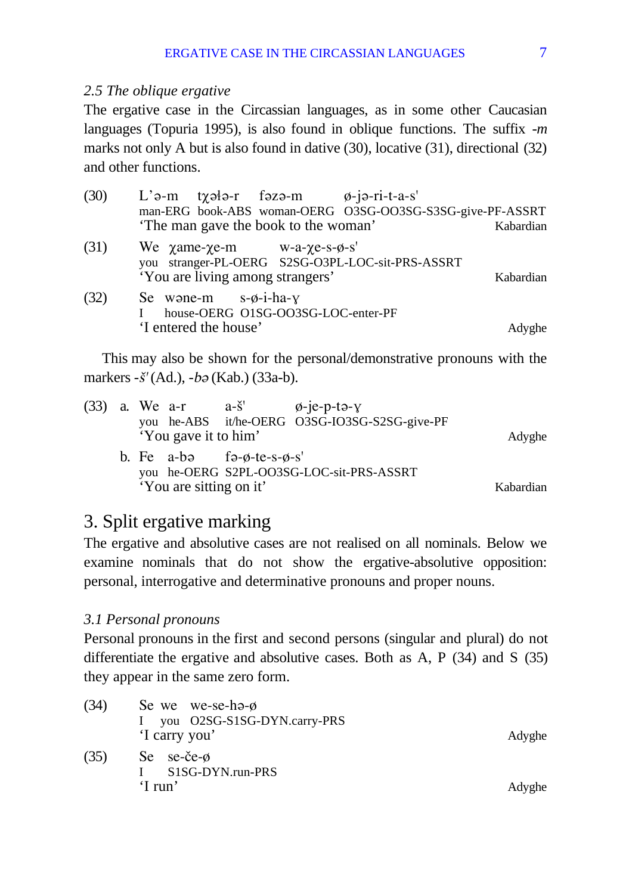### *2.5 The oblique ergative*

The ergative case in the Circassian languages, as in some other Caucasian languages (Topuria 1995), is also found in oblique functions. The suffix *-m* marks not only A but is also found in dative (30), locative (31), directional (32) and other functions.

(30) L'ə-m tχəɬə-r fəzə-m ø-jə-ri-t-a-s'
man-ERG book-ABS woman-OERG O3SG-OO3SG-S3SG-give-PF-ASSRT
'The man gave the book to the woman' — Kabardian

(31) We χame-χe-m w-a-χe-s-ø-s'
you stranger-PL-OERG S2SG-O3PL-LOC-sit-PRS-ASSRT
'You are living among strangers' — Kabardian

(32) Se wəne-m s-ø-i-ha-ɣ
I house-OERG O1SG-OO3SG-LOC-enter-PF
'I entered the house' — Adyghe

This may also be shown for the personal/demonstrative pronouns with the markers *-š'* (Ad.), *-bə* (Kab.) (33a-b).

(33) a. We a-r a-š' ø-je-p-tə-ɣ
you he-ABS it/he-OERG O3SG-IO3SG-S2SG-give-PF
'You gave it to him' — Adyghe

b. Fe a-bə fə-ø-te-s-ø-s'
you he-OERG S2PL-OO3SG-LOC-sit-PRS-ASSRT
'You are sitting on it' — Kabardian

## 3. Split ergative marking

The ergative and absolutive cases are not realised on all nominals. Below we examine nominals that do not show the ergative-absolutive opposition: personal, interrogative and determinative pronouns and proper nouns.

### *3.1 Personal pronouns*

Personal pronouns in the first and second persons (singular and plural) do not differentiate the ergative and absolutive cases. Both as A, P (34) and S (35) they appear in the same zero form.

(34) Se we we-se-hə-ø
I you O2SG-S1SG-DYN.carry-PRS
'I carry you' — Adyghe

(35) Se se-če-ø
I S1SG-DYN.run-PRS
'I run' — Adyghe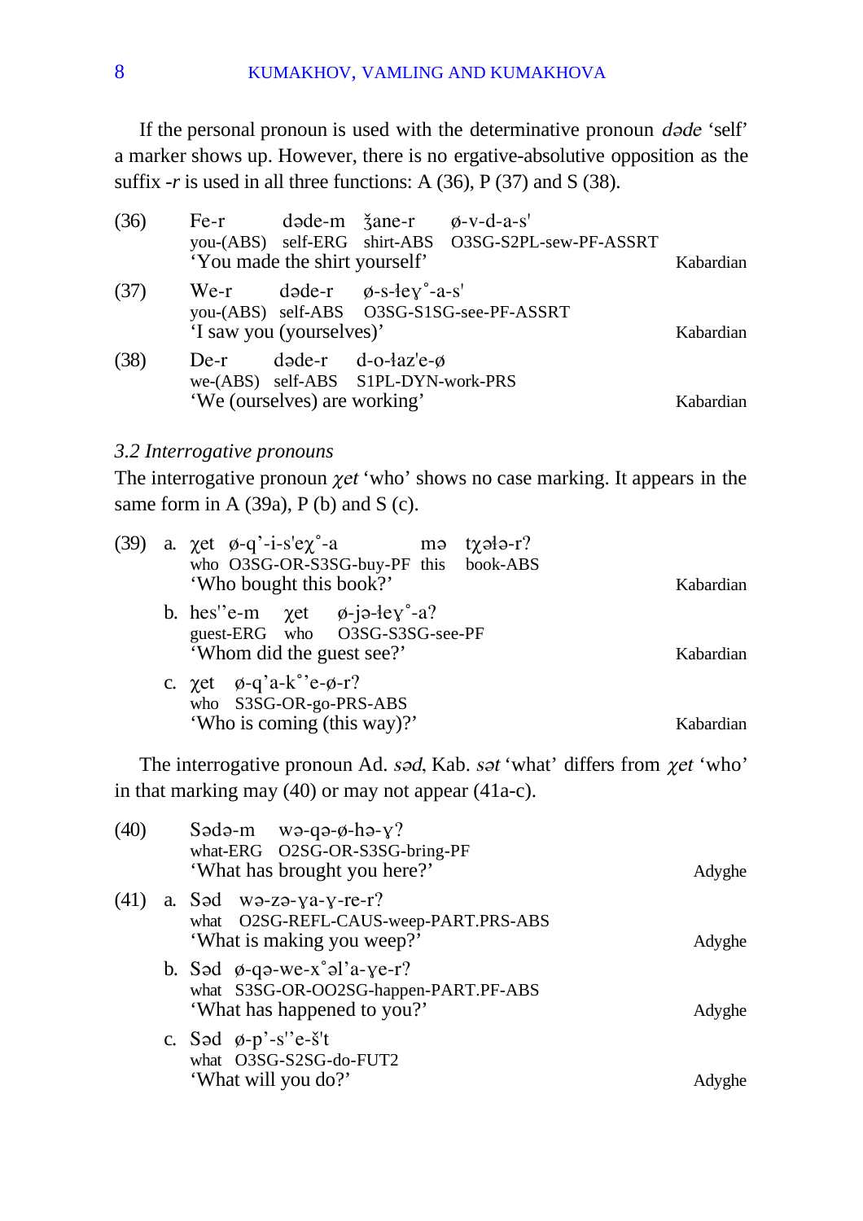If the personal pronoun is used with the determinative pronoun *dəde* 'self' a marker shows up. However, there is no ergative-absolutive opposition as the suffix *-r* is used in all three functions: A (36), P (37) and S (38).

(36) Fe-r dəde-m ǯane-r ø-v-d-a-s'
you-(ABS) self-ERG shirt-ABS O3SG-S2PL-sew-PF-ASSRT
'You made the shirt yourself' — Kabardian

(37) We-r dəde-r ø-s-łeɣ˚-a-s'
you-(ABS) self-ABS O3SG-S1SG-see-PF-ASSRT
'I saw you (yourselves)' — Kabardian

(38) De-r dəde-r d-o-łaz'e-ø
we-(ABS) self-ABS S1PL-DYN-work-PRS
'We (ourselves) are working' — Kabardian

*3.2 Interrogative pronouns*

The interrogative pronoun *χet* 'who' shows no case marking. It appears in the same form in A (39a), P (b) and S (c).

(39) a. χet ø-q'-i-s'eχ˚-a mə tχəłə-r?
who O3SG-OR-S3SG-buy-PF this book-ABS
'Who bought this book?' — Kabardian

b. hes''e-m χet ø-jə-łeɣ˚-a?
guest-ERG who O3SG-S3SG-see-PF
'Whom did the guest see?' — Kabardian

c. χet ø-q'a-k˚'e-ø-r?
who S3SG-OR-go-PRS-ABS
'Who is coming (this way)?' — Kabardian

The interrogative pronoun Ad. *səd*, Kab. *sət* 'what' differs from *χet* 'who' in that marking may (40) or may not appear (41a-c).

(40) Sədə-m wə-qə-ø-hə-ɣ?
what-ERG O2SG-OR-S3SG-bring-PF
'What has brought you here?' — Adyghe

(41) a. Səd wə-zə-ɣa-ɣ-re-r?
what O2SG-REFL-CAUS-weep-PART.PRS-ABS
'What is making you weep?' — Adyghe

b. Səd ø-qə-we-x˚əl'a-ɣe-r?
what S3SG-OR-OO2SG-happen-PART.PF-ABS
'What has happened to you?' — Adyghe

c. Səd ø-p'-s''e-š't
what O3SG-S2SG-do-FUT2
'What will you do?' — Adyghe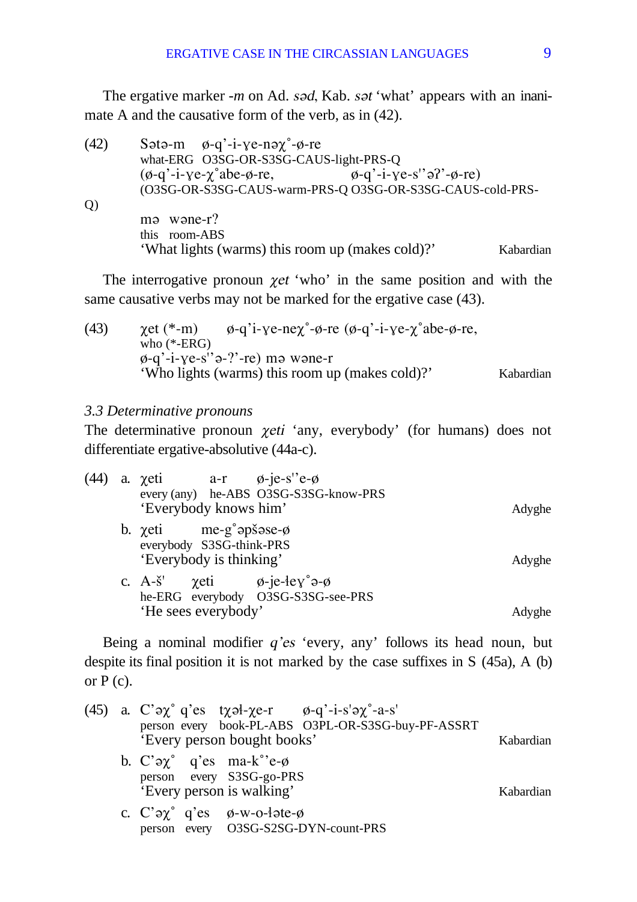The ergative marker *-m* on Ad. *səd*, Kab. *sət* 'what' appears with an inanimate A and the causative form of the verb, as in (42).

(42) Sətə-m ø-q'-i-ɣe-nəχ˚-ø-re
what-ERG O3SG-OR-S3SG-CAUS-light-PRS-Q
(ø-q'-i-ɣe-χ˚abe-ø-re, ø-q'-i-ɣe-s'ʾəʔ'-ø-re)
(O3SG-OR-S3SG-CAUS-warm-PRS-Q O3SG-OR-S3SG-CAUS-cold-PRS-Q)
mə wəne-r?
this room-ABS
'What lights (warms) this room up (makes cold)?' Kabardian

The interrogative pronoun *χet* 'who' in the same position and with the same causative verbs may not be marked for the ergative case (43).

(43) χet (*-m) ø-q'i-ɣe-neχ˚-ø-re (ø-q'-i-ɣe-χ˚abe-ø-re,
who (*-ERG)
ø-q'-i-ɣe-s'ʾə-ʔ'-re) mə wəne-r
'Who lights (warms) this room up (makes cold)?' Kabardian

### *3.3 Determinative pronouns*

The determinative pronoun *χeti* 'any, everybody' (for humans) does not differentiate ergative-absolutive (44a-c).

(44) a. χeti a-r ø-je-s'ʾe-ø
every (any) he-ABS O3SG-S3SG-know-PRS
'Everybody knows him' Adyghe

b. χeti me-g˚əpšəse-ø
everybody S3SG-think-PRS
'Everybody is thinking' Adyghe

c. A-š' χeti ø-je-ɬeɣ˚ə-ø
he-ERG everybody O3SG-S3SG-see-PRS
'He sees everybody' Adyghe

Being a nominal modifier *q'es* 'every, any' follows its head noun, but despite its final position it is not marked by the case suffixes in S (45a), A (b) or P (c).

(45) a. C'əχ˚ q'es tχəɬ-χe-r ø-q'-i-s'əχ˚-a-s'
person every book-PL-ABS O3PL-OR-S3SG-buy-PF-ASSRT
'Every person bought books' Kabardian

b. C'əχ˚ q'es ma-k˚'e-ø
person every S3SG-go-PRS
'Every person is walking' Kabardian

c. C'əχ˚ q'es ø-w-o-ɬəte-ø
person every O3SG-S2SG-DYN-count-PRS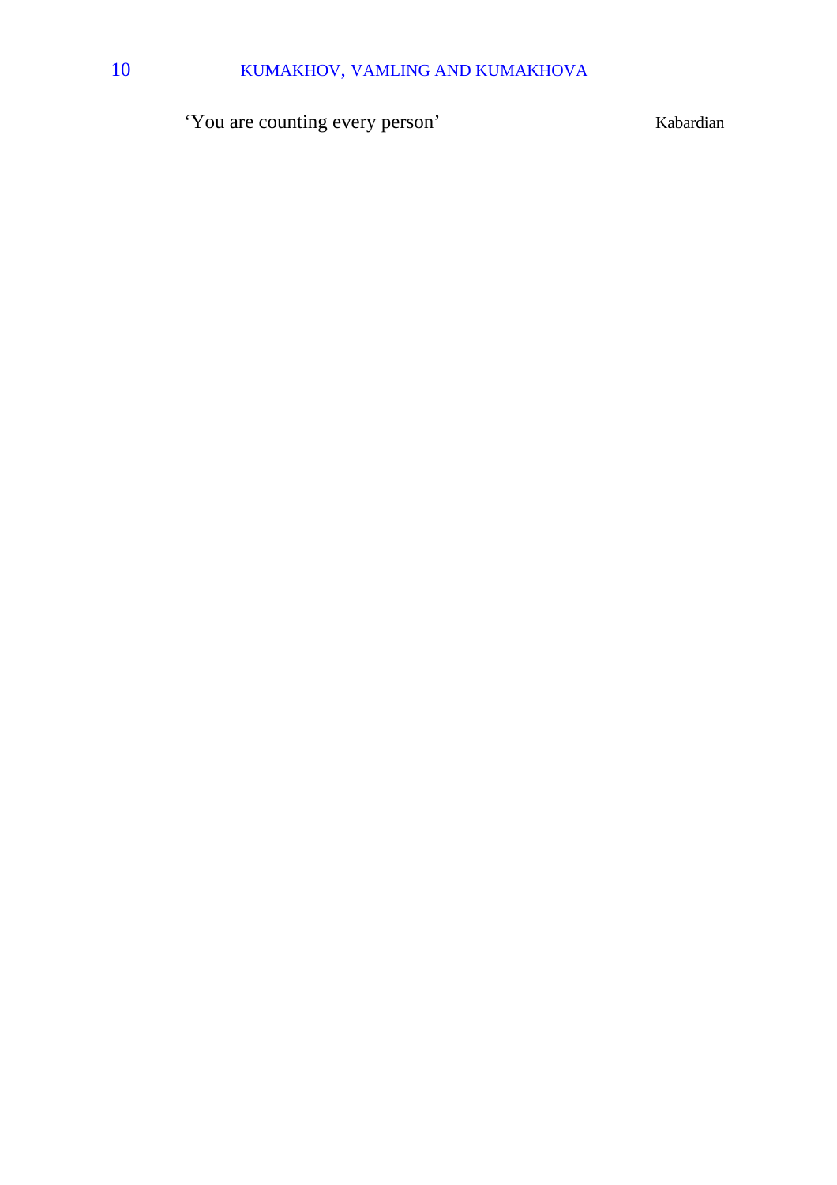‘You are counting every person’ Kabardian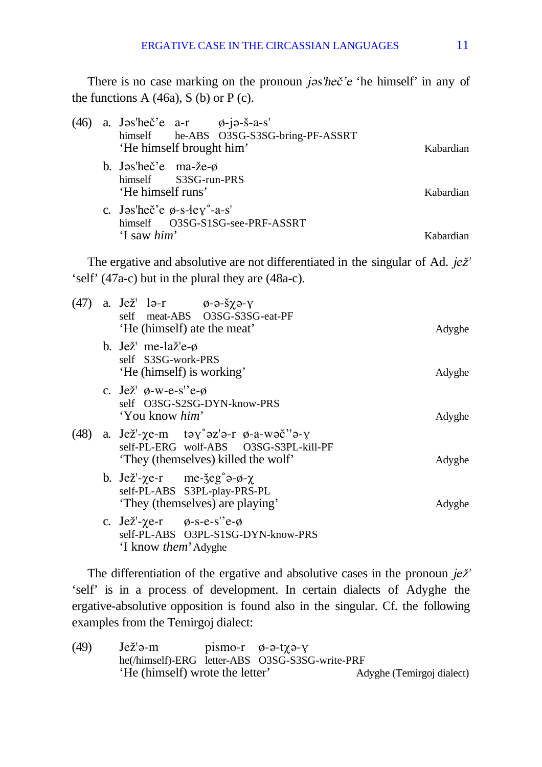There is no case marking on the pronoun *jəs'heč'e* 'he himself' in any of the functions A (46a), S (b) or P (c).

(46) a. Jəs'heč'e a-r ø-jə-š-a-s'
 himself he-ABS O3SG-S3SG-bring-PF-ASSRT
 'He himself brought him' — Kabardian

 b. Jəs'heč'e ma-že-ø
 himself S3SG-run-PRS
 'He himself runs' — Kabardian

 c. Jəs'heč'e ø-s-łeɣ°-a-s'
 himself O3SG-S1SG-see-PRF-ASSRT
 'I saw *him*' — Kabardian

The ergative and absolutive are not differentiated in the singular of Ad. *jež'* 'self' (47a-c) but in the plural they are (48a-c).

(47) a. Jež' lə-r ø-ə-šχə-ɣ
 self meat-ABS O3SG-S3SG-eat-PF
 'He (himself) ate the meat' — Adyghe

 b. Jež' me-laž'e-ø
 self S3SG-work-PRS
 'He (himself) is working' — Adyghe

 c. Jež' ø-w-e-s''e-ø
 self O3SG-S2SG-DYN-know-PRS
 'You know *him*' — Adyghe

(48) a. Jež'-χe-m təɣ°əz'ə-r ø-a-wəč''ə-ɣ
 self-PL-ERG wolf-ABS O3SG-S3PL-kill-PF
 'They (themselves) killed the wolf' — Adyghe

 b. Jež'-χe-r me-ǯeg°ə-ø-χ
 self-PL-ABS S3PL-play-PRS-PL
 'They (themselves) are playing' — Adyghe

 c. Jež'-χe-r ø-s-e-s''e-ø
 self-PL-ABS O3PL-S1SG-DYN-know-PRS
 'I know *them*' Adyghe

The differentiation of the ergative and absolutive cases in the pronoun *jež'* 'self' is in a process of development. In certain dialects of Adyghe the ergative-absolutive opposition is found also in the singular. Cf. the following examples from the Temirgoj dialect:

(49) Jež'ə-m pismo-r ø-ə-tχə-ɣ
 he(/himself)-ERG letter-ABS O3SG-S3SG-write-PRF
 'He (himself) wrote the letter' — Adyghe (Temirgoj dialect)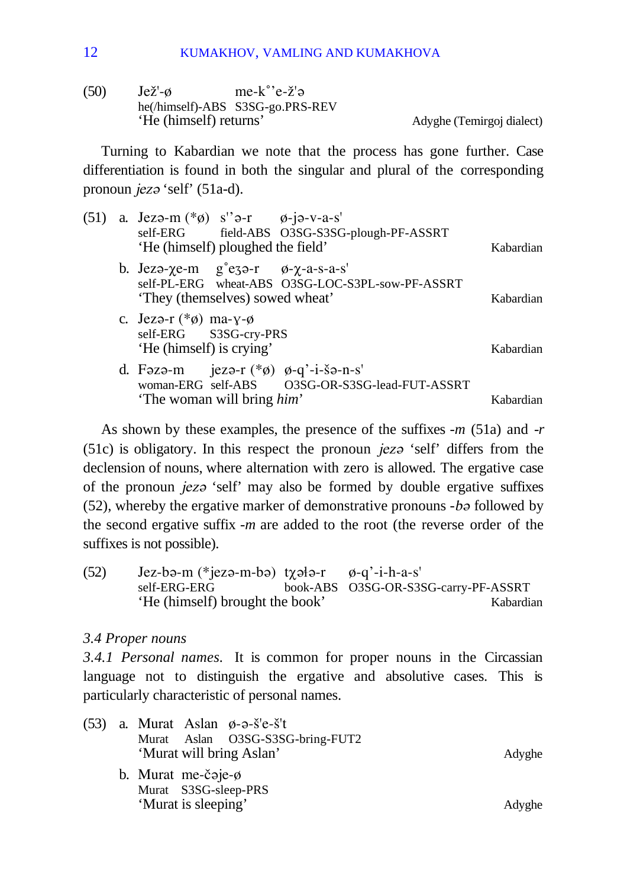(50) Jež'-ø me-k°'e-ž'ə
he(/himself)-ABS S3SG-go.PRS-REV
'He (himself) returns' Adyghe (Temirgoj dialect)

Turning to Kabardian we note that the process has gone further. Case differentiation is found in both the singular and plural of the corresponding pronoun *jezə* 'self' (51a-d).

(51) a. Jezə-m (*ø) s''ə-r ø-jə-v-a-s'
self-ERG field-ABS O3SG-S3SG-plough-PF-ASSRT
'He (himself) ploughed the field' Kabardian

b. Jezə-χe-m g°eʒə-r ø-χ-a-s-a-s'
self-PL-ERG wheat-ABS O3SG-LOC-S3PL-sow-PF-ASSRT
'They (themselves) sowed wheat' Kabardian

c. Jezə-r (*ø) ma-ɣ-ø
self-ERG S3SG-cry-PRS
'He (himself) is crying' Kabardian

d. Fəzə-m jezə-r (*ø) ø-q'-i-šə-n-s'
woman-ERG self-ABS O3SG-OR-S3SG-lead-FUT-ASSRT
'The woman will bring *him*' Kabardian

As shown by these examples, the presence of the suffixes *-m* (51a) and *-r* (51c) is obligatory. In this respect the pronoun *jezə* 'self' differs from the declension of nouns, where alternation with zero is allowed. The ergative case of the pronoun *jezə* 'self' may also be formed by double ergative suffixes (52), whereby the ergative marker of demonstrative pronouns *-bə* followed by the second ergative suffix *-m* are added to the root (the reverse order of the suffixes is not possible).

(52) Jez-bə-m (*jezə-m-bə) tχəłə-r ø-q'-i-h-a-s'
self-ERG-ERG book-ABS O3SG-OR-S3SG-carry-PF-ASSRT
'He (himself) brought the book' Kabardian

*3.4 Proper nouns*

*3.4.1 Personal names.* It is common for proper nouns in the Circassian language not to distinguish the ergative and absolutive cases. This is particularly characteristic of personal names.

(53) a. Murat Aslan ø-ə-š'e-š't
Murat Aslan O3SG-S3SG-bring-FUT2
'Murat will bring Aslan' Adyghe

b. Murat me-čəje-ø
Murat S3SG-sleep-PRS
'Murat is sleeping' Adyghe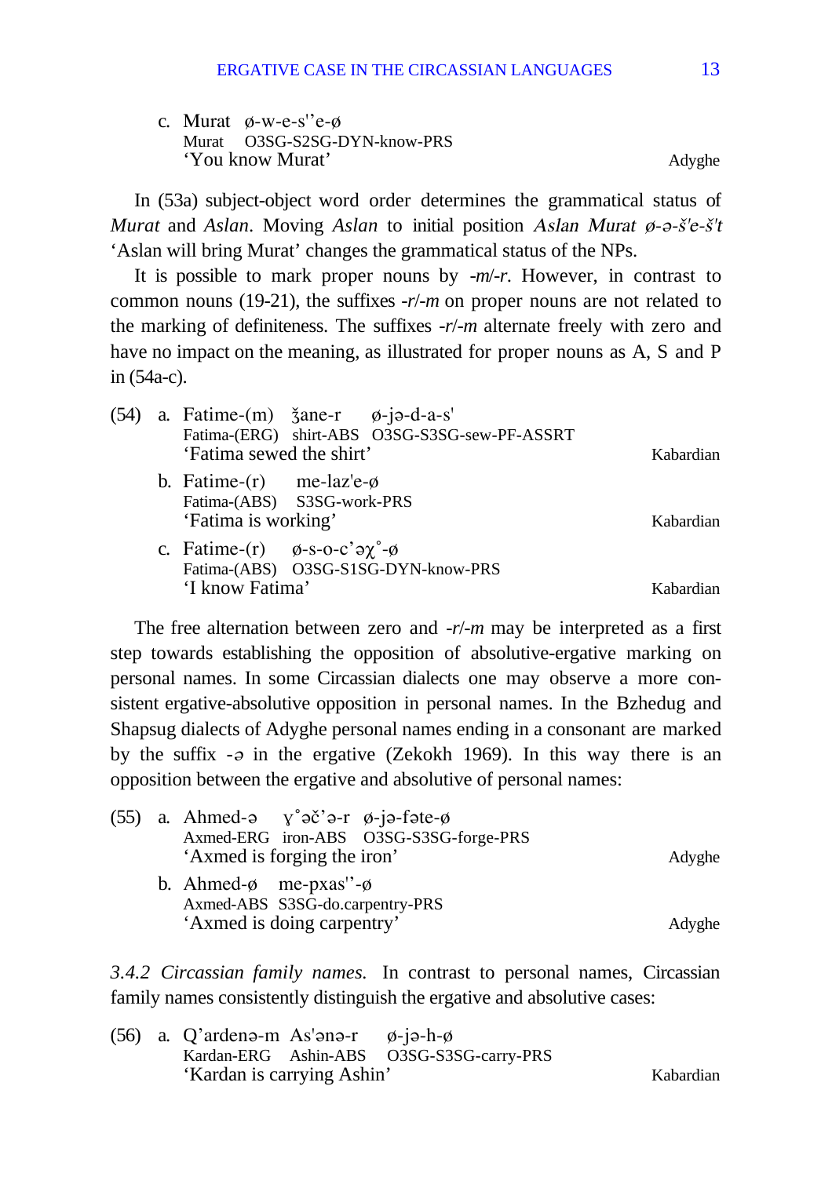c. Murat ø-w-e-sʹʼe-ø  
Murat O3SG-S2SG-DYN-know-PRS  
'You know Murat' Adyghe

In (53a) subject-object word order determines the grammatical status of *Murat* and *Aslan*. Moving *Aslan* to initial position *Aslan Murat ø-ə-šʹe-šʹt* 'Aslan will bring Murat' changes the grammatical status of the NPs.

It is possible to mark proper nouns by *-m*/*-r*. However, in contrast to common nouns (19-21), the suffixes *-r*/*-m* on proper nouns are not related to the marking of definiteness. The suffixes *-r*/*-m* alternate freely with zero and have no impact on the meaning, as illustrated for proper nouns as A, S and P in (54a-c).

(54) a. Fatime-(m) ǯane-r ø-jə-d-a-sʹ  
Fatima-(ERG) shirt-ABS O3SG-S3SG-sew-PF-ASSRT  
'Fatima sewed the shirt' Kabardian

b. Fatime-(r) me-lazʹe-ø  
Fatima-(ABS) S3SG-work-PRS  
'Fatima is working' Kabardian

c. Fatime-(r) ø-s-o-cʼəχ˚-ø  
Fatima-(ABS) O3SG-S1SG-DYN-know-PRS  
'I know Fatima' Kabardian

The free alternation between zero and *-r*/*-m* may be interpreted as a first step towards establishing the opposition of absolutive-ergative marking on personal names. In some Circassian dialects one may observe a more consistent ergative-absolutive opposition in personal names. In the Bzhedug and Shapsug dialects of Adyghe personal names ending in a consonant are marked by the suffix *-ə* in the ergative (Zekokh 1969). In this way there is an opposition between the ergative and absolutive of personal names:

(55) a. Ahmed-ə ɣ˚əčʼə-r ø-jə-fəte-ø  
Axmed-ERG iron-ABS O3SG-S3SG-forge-PRS  
'Axmed is forging the iron' Adyghe

b. Ahmed-ø me-pxasʹʼ-ø  
Axmed-ABS S3SG-do.carpentry-PRS  
'Axmed is doing carpentry' Adyghe

*3.4.2 Circassian family names.* In contrast to personal names, Circassian family names consistently distinguish the ergative and absolutive cases:

(56) a. Qʼardenə-m Asʹənə-r ø-jə-h-ø  
Kardan-ERG Ashin-ABS O3SG-S3SG-carry-PRS  
'Kardan is carrying Ashin' Kabardian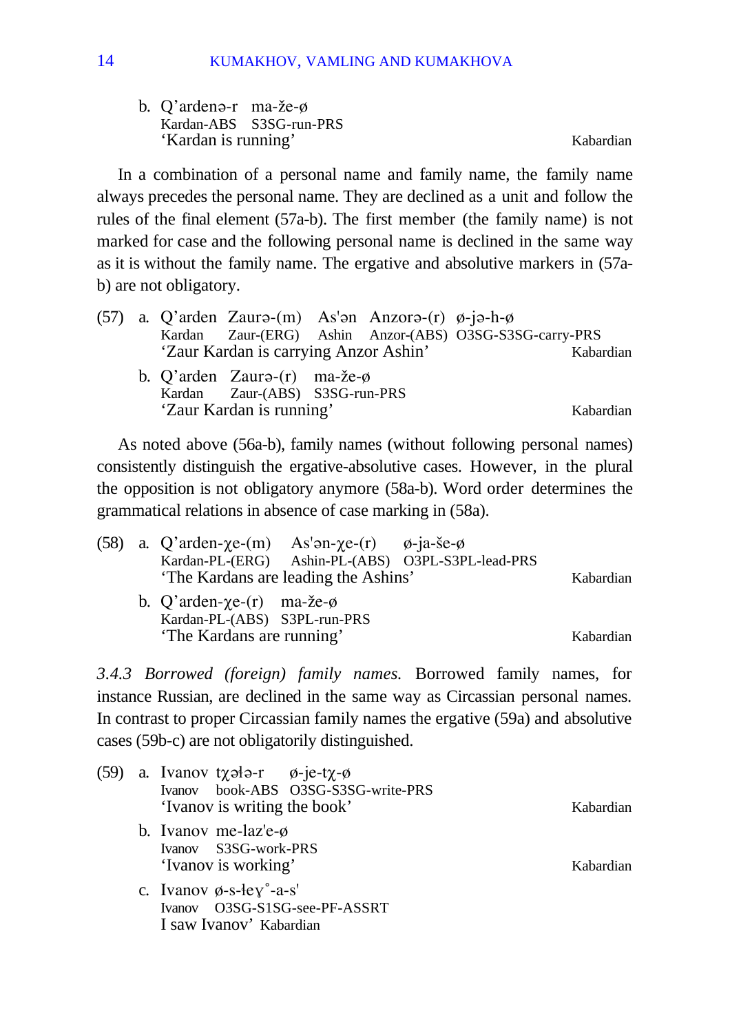b. Q'ardenə-r   ma-že-ø
   Kardan-ABS   S3SG-run-PRS
   'Kardan is running'   Kabardian

In a combination of a personal name and family name, the family name always precedes the personal name. They are declined as a unit and follow the rules of the final element (57a-b). The first member (the family name) is not marked for case and the following personal name is declined in the same way as it is without the family name. The ergative and absolutive markers in (57a-b) are not obligatory.

(57) a. Q'arden   Zaurə-(m)   As'ən   Anzorə-(r)   ø-jə-h-ø
        Kardan   Zaur-(ERG)   Ashin   Anzor-(ABS)   O3SG-S3SG-carry-PRS
        'Zaur Kardan is carrying Anzor Ashin'   Kabardian

     b. Q'arden   Zaurə-(r)   ma-že-ø
        Kardan   Zaur-(ABS)   S3SG-run-PRS
        'Zaur Kardan is running'   Kabardian

As noted above (56a-b), family names (without following personal names) consistently distinguish the ergative-absolutive cases. However, in the plural the opposition is not obligatory anymore (58a-b). Word order determines the grammatical relations in absence of case marking in (58a).

(58) a. Q'arden-χe-(m)   As'ən-χe-(r)   ø-ja-še-ø
        Kardan-PL-(ERG)   Ashin-PL-(ABS)   O3PL-S3PL-lead-PRS
        'The Kardans are leading the Ashins'   Kabardian

     b. Q'arden-χe-(r)   ma-že-ø
        Kardan-PL-(ABS)   S3PL-run-PRS
        'The Kardans are running'   Kabardian

*3.4.3 Borrowed (foreign) family names.* Borrowed family names, for instance Russian, are declined in the same way as Circassian personal names. In contrast to proper Circassian family names the ergative (59a) and absolutive cases (59b-c) are not obligatorily distinguished.

(59) a. Ivanov   tχəɬə-r   ø-je-tχ-ø
        Ivanov   book-ABS   O3SG-S3SG-write-PRS
        'Ivanov is writing the book'   Kabardian

     b. Ivanov   me-laz'e-ø
        Ivanov   S3SG-work-PRS
        'Ivanov is working'   Kabardian

     c. Ivanov   ø-s-ɬeɣ˚-a-s'
        Ivanov   O3SG-S1SG-see-PF-ASSRT
        I saw Ivanov'   Kabardian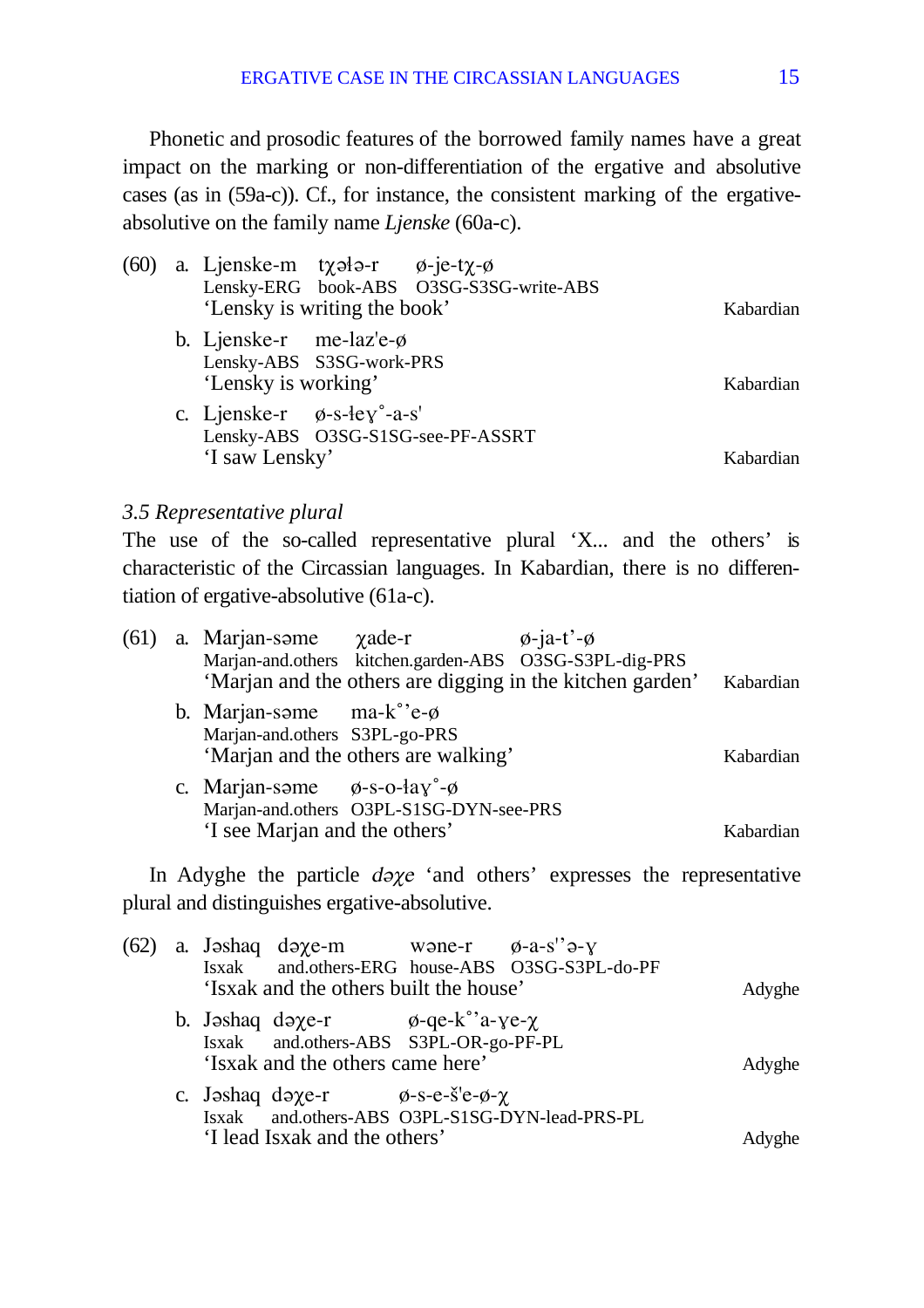Phonetic and prosodic features of the borrowed family names have a great impact on the marking or non-differentiation of the ergative and absolutive cases (as in (59a-c)). Cf., for instance, the consistent marking of the ergative-absolutive on the family name *Ljenske* (60a-c).

(60) a. Ljenske-m tχəɬə-r ø-je-tχ-ø
Lensky-ERG book-ABS O3SG-S3SG-write-ABS
'Lensky is writing the book' Kabardian

b. Ljenske-r me-laz'e-ø
Lensky-ABS S3SG-work-PRS
'Lensky is working' Kabardian

c. Ljenske-r ø-s-ɬeɣ˚-a-s'
Lensky-ABS O3SG-S1SG-see-PF-ASSRT
'I saw Lensky' Kabardian

*3.5 Representative plural*

The use of the so-called representative plural 'X... and the others' is characteristic of the Circassian languages. In Kabardian, there is no differentiation of ergative-absolutive (61a-c).

(61) a. Marjan-səme χade-r ø-ja-t'-ø
Marjan-and.others kitchen.garden-ABS O3SG-S3PL-dig-PRS
'Marjan and the others are digging in the kitchen garden' Kabardian

b. Marjan-səme ma-k˚'e-ø
Marjan-and.others S3PL-go-PRS
'Marjan and the others are walking' Kabardian

c. Marjan-səme ø-s-o-ɬaɣ˚-ø
Marjan-and.others O3PL-S1SG-DYN-see-PRS
'I see Marjan and the others' Kabardian

In Adyghe the particle *dəχe* 'and others' expresses the representative plural and distinguishes ergative-absolutive.

(62) a. Jəshaq dəχe-m wəne-r ø-a-s''ə-ɣ
Isxak and.others-ERG house-ABS O3SG-S3PL-do-PF
'Isxak and the others built the house' Adyghe

b. Jəshaq dəχe-r ø-qe-k˚'a-ɣe-χ
Isxak and.others-ABS S3PL-OR-go-PF-PL
'Isxak and the others came here' Adyghe

c. Jəshaq dəχe-r ø-s-e-š'e-ø-χ
Isxak and.others-ABS O3PL-S1SG-DYN-lead-PRS-PL
'I lead Isxak and the others' Adyghe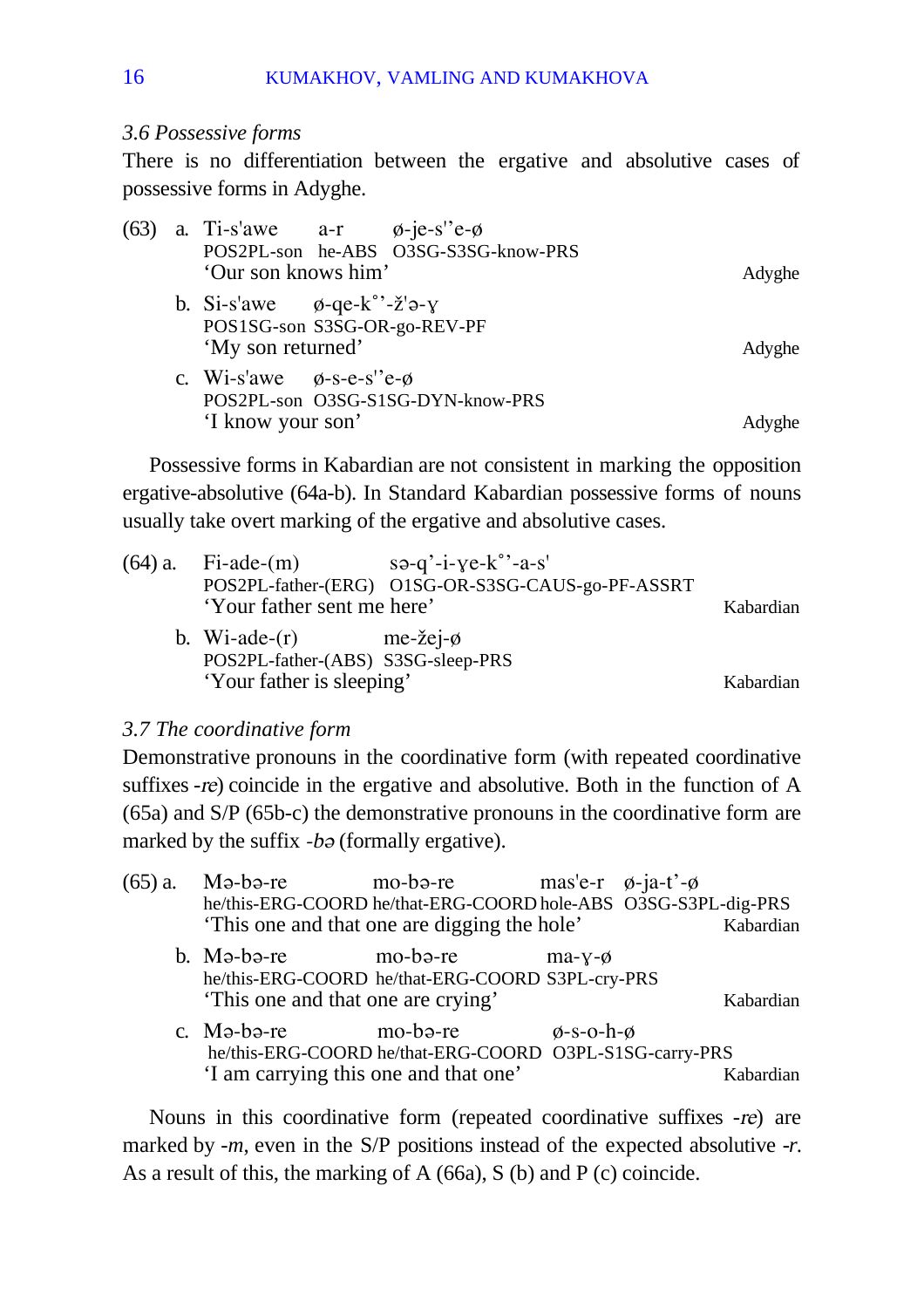### 3.6 Possessive forms

There is no differentiation between the ergative and absolutive cases of possessive forms in Adyghe.

(63) a. Ti-s'awe a-r ø-je-s''e-ø
POS2PL-son he-ABS O3SG-S3SG-know-PRS
'Our son knows him' — Adyghe

b. Si-s'awe ø-qe-k°'-ž'ə-ɣ
POS1SG-son S3SG-OR-go-REV-PF
'My son returned' — Adyghe

c. Wi-s'awe ø-s-e-s''e-ø
POS2PL-son O3SG-S1SG-DYN-know-PRS
'I know your son' — Adyghe

Possessive forms in Kabardian are not consistent in marking the opposition ergative-absolutive (64a-b). In Standard Kabardian possessive forms of nouns usually take overt marking of the ergative and absolutive cases.

(64) a. Fi-ade-(m) sə-q'-i-ɣe-k°'-a-s'
POS2PL-father-(ERG) O1SG-OR-S3SG-CAUS-go-PF-ASSRT
'Your father sent me here' — Kabardian

b. Wi-ade-(r) me-žej-ø
POS2PL-father-(ABS) S3SG-sleep-PRS
'Your father is sleeping' — Kabardian

### 3.7 The coordinative form

Demonstrative pronouns in the coordinative form (with repeated coordinative suffixes *-re*) coincide in the ergative and absolutive. Both in the function of A (65a) and S/P (65b-c) the demonstrative pronouns in the coordinative form are marked by the suffix *-bə* (formally ergative).

(65) a. Mə-bə-re mo-bə-re mas'e-r ø-ja-t'-ø
he/this-ERG-COORD he/that-ERG-COORD hole-ABS O3SG-S3PL-dig-PRS
'This one and that one are digging the hole' — Kabardian

b. Mə-bə-re mo-bə-re ma-ɣ-ø
he/this-ERG-COORD he/that-ERG-COORD S3PL-cry-PRS
'This one and that one are crying' — Kabardian

c. Mə-bə-re mo-bə-re ø-s-o-h-ø
he/this-ERG-COORD he/that-ERG-COORD O3PL-S1SG-carry-PRS
'I am carrying this one and that one' — Kabardian

Nouns in this coordinative form (repeated coordinative suffixes *-re*) are marked by *-m*, even in the S/P positions instead of the expected absolutive *-r*. As a result of this, the marking of A (66a), S (b) and P (c) coincide.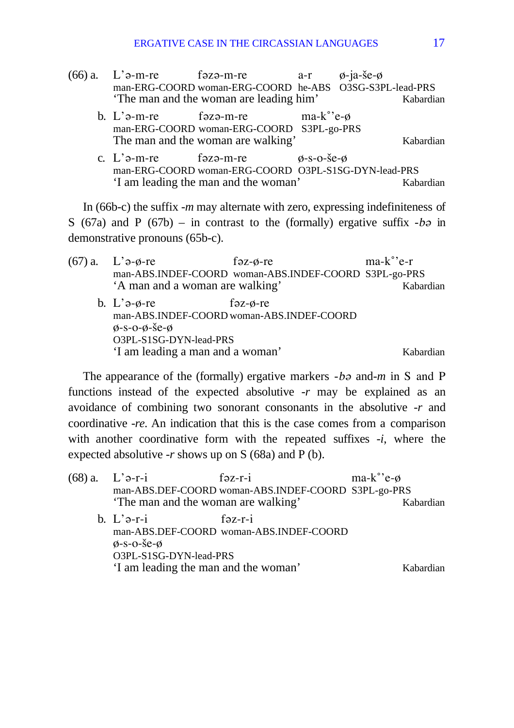(66) a. L'ə-m-re fəzə-m-re a-r ø-ja-še-ø
man-ERG-COORD woman-ERG-COORD he-ABS O3SG-S3PL-lead-PRS
'The man and the woman are leading him' Kabardian

b. L'ə-m-re fəzə-m-re ma-k°'e-ø
man-ERG-COORD woman-ERG-COORD S3PL-go-PRS
The man and the woman are walking' Kabardian

c. L'ə-m-re fəzə-m-re ø-s-o-še-ø
man-ERG-COORD woman-ERG-COORD O3PL-S1SG-DYN-lead-PRS
'I am leading the man and the woman' Kabardian

In (66b-c) the suffix *-m* may alternate with zero, expressing indefiniteness of S (67a) and P (67b) – in contrast to the (formally) ergative suffix *-bə* in demonstrative pronouns (65b-c).

(67) a. L'ə-ø-re fəz-ø-re ma-k°'e-r
man-ABS.INDEF-COORD woman-ABS.INDEF-COORD S3PL-go-PRS
'A man and a woman are walking' Kabardian

b. L'ə-ø-re fəz-ø-re
man-ABS.INDEF-COORD woman-ABS.INDEF-COORD
ø-s-o-ø-še-ø
O3PL-S1SG-DYN-lead-PRS
'I am leading a man and a woman' Kabardian

The appearance of the (formally) ergative markers *-bə* and*-m* in S and P functions instead of the expected absolutive *-r* may be explained as an avoidance of combining two sonorant consonants in the absolutive *-r* and coordinative *-re*. An indication that this is the case comes from a comparison with another coordinative form with the repeated suffixes *-i*, where the expected absolutive *-r* shows up on S (68a) and P (b).

(68) a. L'ə-r-i fəz-r-i ma-k°'e-ø
man-ABS.DEF-COORD woman-ABS.INDEF-COORD S3PL-go-PRS
'The man and the woman are walking' Kabardian

b. L'ə-r-i fəz-r-i
man-ABS.DEF-COORD woman-ABS.INDEF-COORD
ø-s-o-še-ø
O3PL-S1SG-DYN-lead-PRS
'I am leading the man and the woman' Kabardian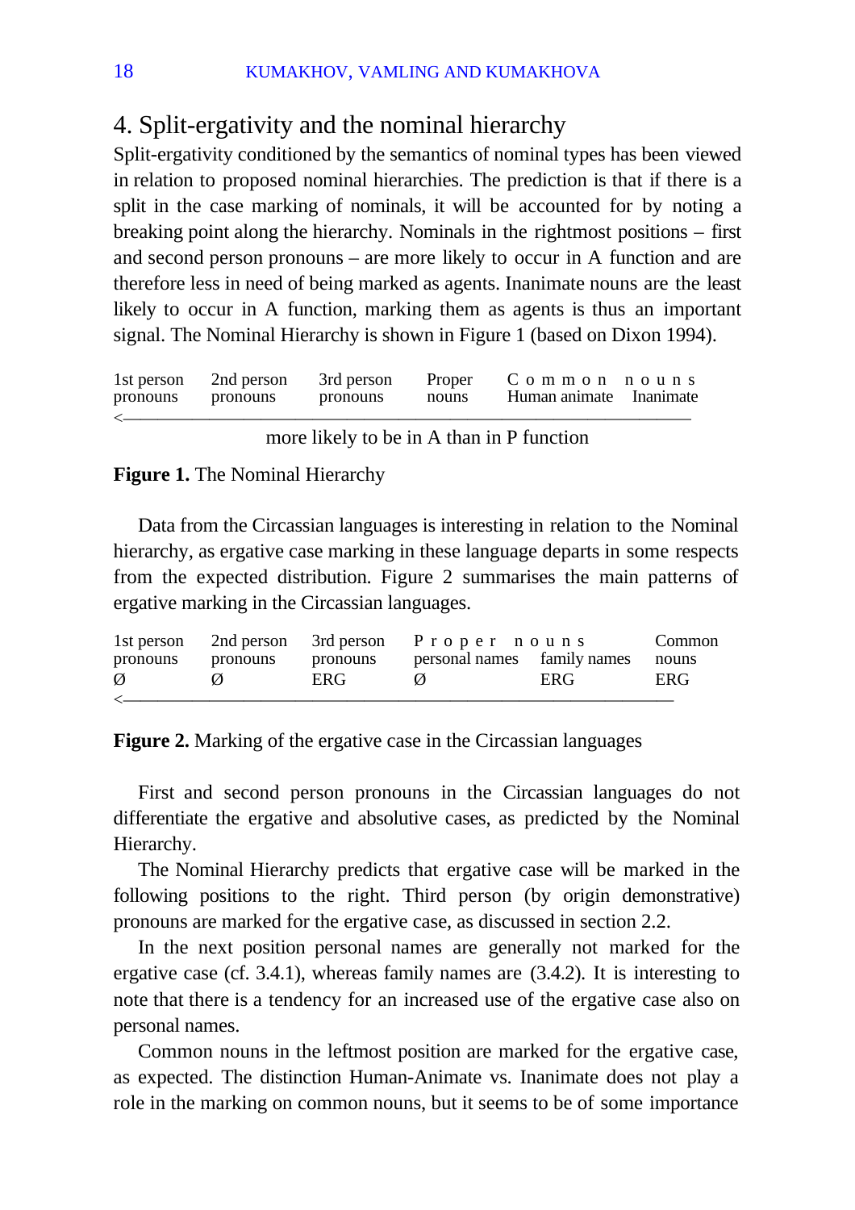## 4. Split-ergativity and the nominal hierarchy

Split-ergativity conditioned by the semantics of nominal types has been viewed in relation to proposed nominal hierarchies. The prediction is that if there is a split in the case marking of nominals, it will be accounted for by noting a breaking point along the hierarchy. Nominals in the rightmost positions – first and second person pronouns – are more likely to occur in A function and are therefore less in need of being marked as agents. Inanimate nouns are the least likely to occur in A function, marking them as agents is thus an important signal. The Nominal Hierarchy is shown in Figure 1 (based on Dixon 1994).

| 1st person pronouns | 2nd person pronouns | 3rd person pronouns | Proper nouns | Common nouns | |
|---|---|---|---|---|---|
| | | | | Human animate | Inanimate |

<———————————————————————————————

more likely to be in A than in P function

**Figure 1.** The Nominal Hierarchy

Data from the Circassian languages is interesting in relation to the Nominal hierarchy, as ergative case marking in these language departs in some respects from the expected distribution. Figure 2 summarises the main patterns of ergative marking in the Circassian languages.

| 1st person pronouns | 2nd person pronouns | 3rd person pronouns | Proper nouns | | Common nouns |
|---|---|---|---|---|---|
| | | | personal names | family names | |
| Ø | Ø | ERG | Ø | ERG | ERG |

<———————————————————————————————

**Figure 2.** Marking of the ergative case in the Circassian languages

First and second person pronouns in the Circassian languages do not differentiate the ergative and absolutive cases, as predicted by the Nominal Hierarchy.

The Nominal Hierarchy predicts that ergative case will be marked in the following positions to the right. Third person (by origin demonstrative) pronouns are marked for the ergative case, as discussed in section 2.2.

In the next position personal names are generally not marked for the ergative case (cf. 3.4.1), whereas family names are (3.4.2). It is interesting to note that there is a tendency for an increased use of the ergative case also on personal names.

Common nouns in the leftmost position are marked for the ergative case, as expected. The distinction Human-Animate vs. Inanimate does not play a role in the marking on common nouns, but it seems to be of some importance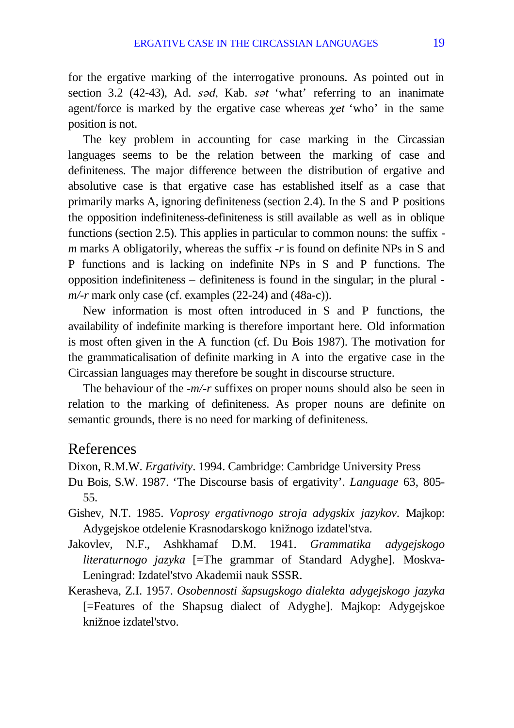for the ergative marking of the interrogative pronouns. As pointed out in section 3.2 (42-43), Ad. *səd*, Kab. *sət* 'what' referring to an inanimate agent/force is marked by the ergative case whereas *χet* 'who' in the same position is not.

The key problem in accounting for case marking in the Circassian languages seems to be the relation between the marking of case and definiteness. The major difference between the distribution of ergative and absolutive case is that ergative case has established itself as a case that primarily marks A, ignoring definiteness (section 2.4). In the S and P positions the opposition indefiniteness-definiteness is still available as well as in oblique functions (section 2.5). This applies in particular to common nouns: the suffix -*m* marks A obligatorily, whereas the suffix -*r* is found on definite NPs in S and P functions and is lacking on indefinite NPs in S and P functions. The opposition indefiniteness – definiteness is found in the singular; in the plural -*m/-r* mark only case (cf. examples (22-24) and (48a-c)).

New information is most often introduced in S and P functions, the availability of indefinite marking is therefore important here. Old information is most often given in the A function (cf. Du Bois 1987). The motivation for the grammaticalisation of definite marking in A into the ergative case in the Circassian languages may therefore be sought in discourse structure.

The behaviour of the -*m/-r* suffixes on proper nouns should also be seen in relation to the marking of definiteness. As proper nouns are definite on semantic grounds, there is no need for marking of definiteness.

## References

Dixon, R.M.W. *Ergativity*. 1994. Cambridge: Cambridge University Press

Du Bois, S.W. 1987. 'The Discourse basis of ergativity'. *Language* 63, 805-55.

Gishev, N.T. 1985. *Voprosy ergativnogo stroja adygskix jazykov*. Majkop: Adygejskoe otdelenie Krasnodarskogo knižnogo izdatel'stva.

Jakovlev, N.F., Ashkhamaf D.M. 1941. *Grammatika adygejskogo literaturnogo jazyka* [=The grammar of Standard Adyghe]. Moskva-Leningrad: Izdatel'stvo Akademii nauk SSSR.

Kerasheva, Z.I. 1957. *Osobennosti šapsugskogo dialekta adygejskogo jazyka* [=Features of the Shapsug dialect of Adyghe]. Majkop: Adygejskoe knižnoe izdatel'stvo.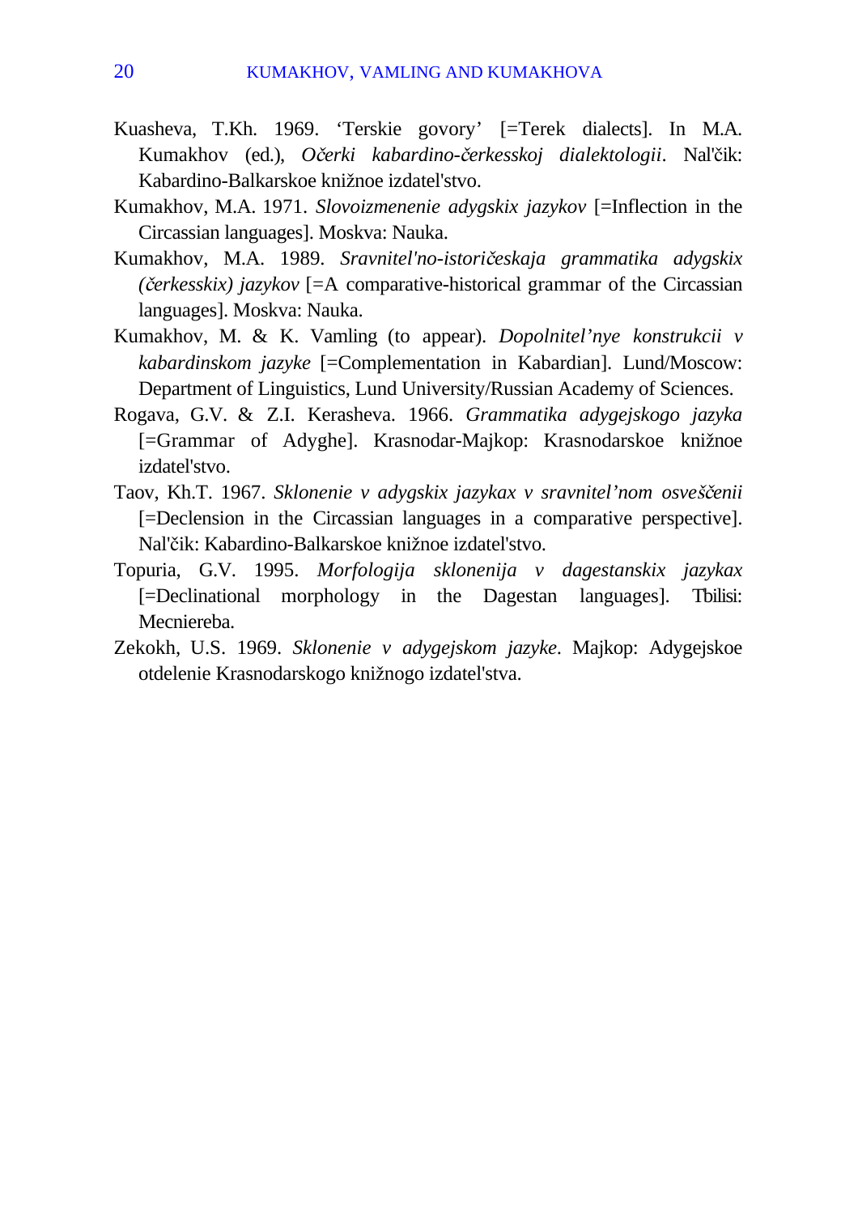Kuasheva, T.Kh. 1969. 'Terskie govory' [=Terek dialects]. In M.A. Kumakhov (ed.), *Očerki kabardino-čerkesskoj dialektologii*. Nal'čik: Kabardino-Balkarskoe knižnoe izdatel'stvo.

Kumakhov, M.A. 1971. *Slovoizmenenie adygskix jazykov* [=Inflection in the Circassian languages]. Moskva: Nauka.

Kumakhov, M.A. 1989. *Sravnitel'no-istoričeskaja grammatika adygskix (čerkesskix) jazykov* [=A comparative-historical grammar of the Circassian languages]. Moskva: Nauka.

Kumakhov, M. & K. Vamling (to appear). *Dopolnitel'nye konstrukcii v kabardinskom jazyke* [=Complementation in Kabardian]. Lund/Moscow: Department of Linguistics, Lund University/Russian Academy of Sciences.

Rogava, G.V. & Z.I. Kerasheva. 1966. *Grammatika adygejskogo jazyka* [=Grammar of Adyghe]. Krasnodar-Majkop: Krasnodarskoe knižnoe izdatel'stvo.

Taov, Kh.T. 1967. *Sklonenie v adygskix jazykax v sravnitel'nom osveščenii* [=Declension in the Circassian languages in a comparative perspective]. Nal'čik: Kabardino-Balkarskoe knižnoe izdatel'stvo.

Topuria, G.V. 1995. *Morfologija sklonenija v dagestanskix jazykax* [=Declinational morphology in the Dagestan languages]. Tbilisi: Mecniereba.

Zekokh, U.S. 1969. *Sklonenie v adygejskom jazyke*. Majkop: Adygejskoe otdelenie Krasnodarskogo knižnogo izdatel'stva.